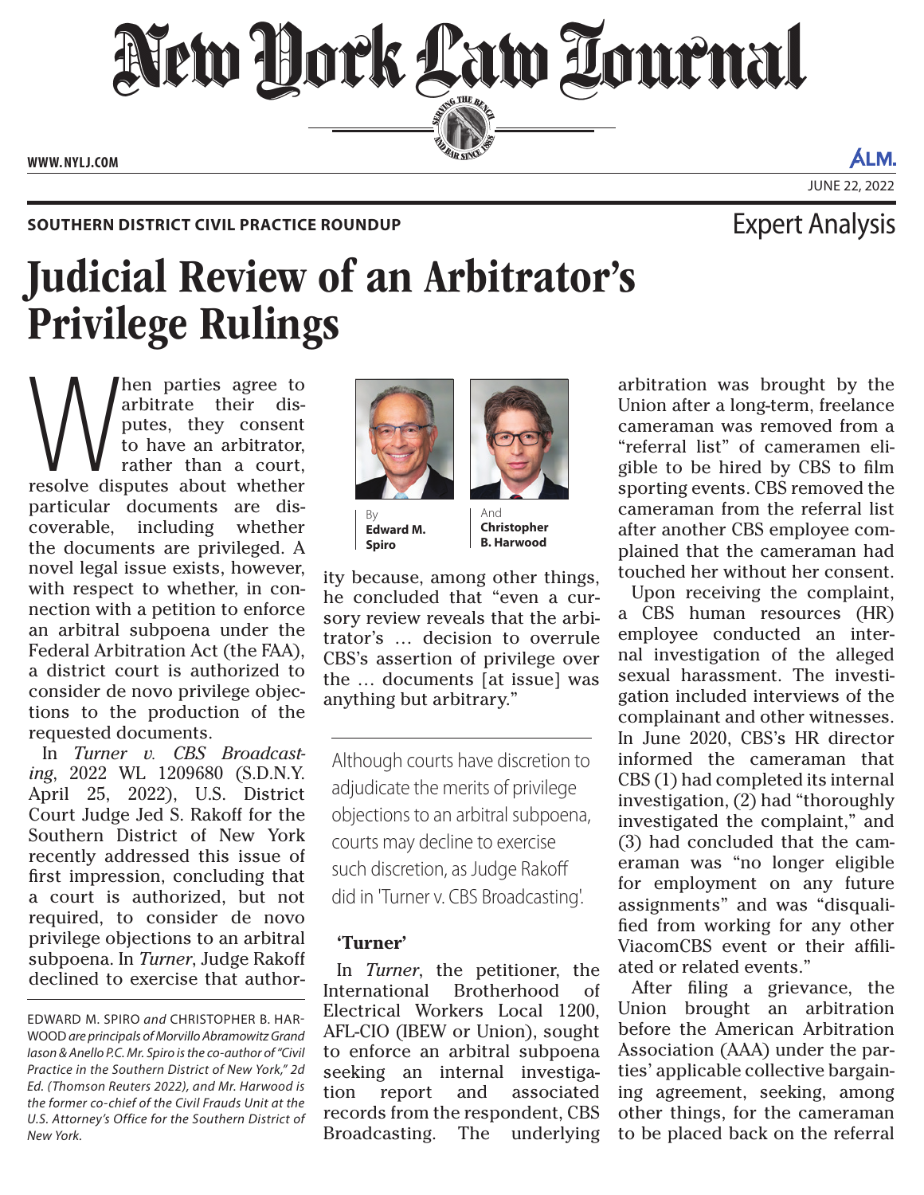SOUTHERN DISTRICT CIVIL PRACTICE ROUNDUP

Expert Analysis

# Judicial Review of an Arbitrator's Privilege Rulings

By **Edward M. Spiro** And **Christopher B. Harwood**

When parties agree to arbitrate their disputes, they consent to have an arbitrator, rather than a court, resolve disputes about whether particular documents are discoverable, including whether the documents are privileged. A novel legal issue exists, however, with respect to whether, in connection with a petition to enforce an arbitral subpoena under the Federal Arbitration Act (the FAA), a district court is authorized to consider de novo privilege objections to the production of the requested documents.

In *Turner v. CBS Broadcasting*, 2022 WL 1209680 (S.D.N.Y. April 25, 2022), U.S. District Court Judge Jed S. Rakoff for the Southern District of New York recently addressed this issue of first impression, concluding that a court is authorized, but not required, to consider de novo privilege objections to an arbitral subpoena. In *Turner*, Judge Rakoff declined to exercise that authority because, among other things, he concluded that "even a cursory review reveals that the arbitrator's … decision to overrule CBS's assertion of privilege over the … documents [at issue] was anything but arbitrary."

EDWARD M. SPIRO *and* CHRISTOPHER B. HARWOOD *are principals of Morvillo Abramowitz Grand Iason & Anello P.C. Mr. Spiro is the co-author of "Civil Practice in the Southern District of New York," 2d Ed. (Thomson Reuters 2022), and Mr. Harwood is the former co-chief of the Civil Frauds Unit at the U.S. Attorney's Office for the Southern District of New York.*

> Although courts have discretion to adjudicate the merits of privilege objections to an arbitral subpoena, courts may decline to exercise such discretion, as Judge Rakoff did in 'Turner v. CBS Broadcasting'.

## 'Turner'

In *Turner*, the petitioner, the International Brotherhood of Electrical Workers Local 1200, AFL-CIO (IBEW or Union), sought to enforce an arbitral subpoena seeking an internal investigation report and associated records from the respondent, CBS Broadcasting. The underlying arbitration was brought by the Union after a long-term, freelance cameraman was removed from a "referral list" of cameramen eligible to be hired by CBS to film sporting events. CBS removed the cameraman from the referral list after another CBS employee complained that the cameraman had touched her without her consent.

Upon receiving the complaint, a CBS human resources (HR) employee conducted an internal investigation of the alleged sexual harassment. The investigation included interviews of the complainant and other witnesses. In June 2020, CBS's HR director informed the cameraman that CBS (1) had completed its internal investigation, (2) had "thoroughly investigated the complaint," and (3) had concluded that the cameraman was "no longer eligible for employment on any future assignments" and was "disqualified from working for any other ViacomCBS event or their affiliated or related events."

After filing a grievance, the Union brought an arbitration before the American Arbitration Association (AAA) under the parties' applicable collective bargaining agreement, seeking, among other things, for the cameraman to be placed back on the referral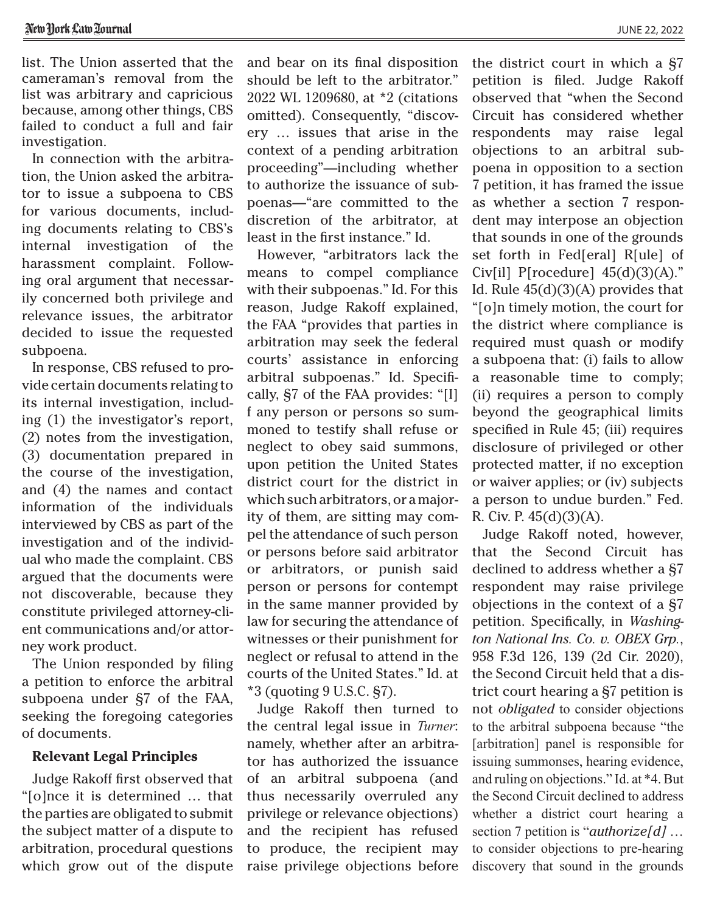list. The Union asserted that the cameraman's removal from the list was arbitrary and capricious because, among other things, CBS failed to conduct a full and fair investigation.

In connection with the arbitration, the Union asked the arbitrator to issue a subpoena to CBS for various documents, including documents relating to CBS's internal investigation of the harassment complaint. Following oral argument that necessarily concerned both privilege and relevance issues, the arbitrator decided to issue the requested subpoena.

In response, CBS refused to provide certain documents relating to its internal investigation, including (1) the investigator's report, (2) notes from the investigation, (3) documentation prepared in the course of the investigation, and (4) the names and contact information of the individuals interviewed by CBS as part of the investigation and of the individual who made the complaint. CBS argued that the documents were not discoverable, because they constitute privileged attorney-client communications and/or attorney work product.

The Union responded by filing a petition to enforce the arbitral subpoena under §7 of the FAA, seeking the foregoing categories of documents.

**Relevant Legal Principles**

Judge Rakoff first observed that "[o]nce it is determined … that the parties are obligated to submit the subject matter of a dispute to arbitration, procedural questions which grow out of the dispute and bear on its final disposition should be left to the arbitrator." 2022 WL 1209680, at *2 (citations omitted). Consequently, "discovery … issues that arise in the context of a pending arbitration proceeding"—including whether to authorize the issuance of subpoenas—"are committed to the discretion of the arbitrator, at least in the first instance." Id.

However, "arbitrators lack the means to compel compliance with their subpoenas." Id. For this reason, Judge Rakoff explained, the FAA "provides that parties in arbitration may seek the federal courts' assistance in enforcing arbitral subpoenas." Id. Specifically, §7 of the FAA provides: "[I]f any person or persons so summoned to testify shall refuse or neglect to obey said summons, upon petition the United States district court for the district in which such arbitrators, or a majority of them, are sitting may compel the attendance of such person or persons before said arbitrator or arbitrators, or punish said person or persons for contempt in the same manner provided by law for securing the attendance of witnesses or their punishment for neglect or refusal to attend in the courts of the United States." Id. at *3 (quoting 9 U.S.C. §7).

Judge Rakoff then turned to the central legal issue in *Turner*: namely, whether after an arbitrator has authorized the issuance of an arbitral subpoena (and thus necessarily overruled any privilege or relevance objections) and the recipient has refused to produce, the recipient may raise privilege objections before the district court in which a §7 petition is filed. Judge Rakoff observed that "when the Second Circuit has considered whether respondents may raise legal objections to an arbitral subpoena in opposition to a section 7 petition, it has framed the issue as whether a section 7 respondent may interpose an objection that sounds in one of the grounds set forth in Fed[eral] R[ule] of Civ[il] P[rocedure] 45(d)(3)(A)." Id. Rule 45(d)(3)(A) provides that "[o]n timely motion, the court for the district where compliance is required must quash or modify a subpoena that: (i) fails to allow a reasonable time to comply; (ii) requires a person to comply beyond the geographical limits specified in Rule 45; (iii) requires disclosure of privileged or other protected matter, if no exception or waiver applies; or (iv) subjects a person to undue burden." Fed. R. Civ. P. 45(d)(3)(A).

Judge Rakoff noted, however, that the Second Circuit has declined to address whether a §7 respondent may raise privilege objections in the context of a §7 petition. Specifically, in *Washington National Ins. Co. v. OBEX Grp.*, 958 F.3d 126, 139 (2d Cir. 2020), the Second Circuit held that a district court hearing a §7 petition is not *obligated* to consider objections to the arbitral subpoena because "the [arbitration] panel is responsible for issuing summonses, hearing evidence, and ruling on objections." Id. at *4. But the Second Circuit declined to address whether a district court hearing a section 7 petition is "*authorize[d]* … to consider objections to pre-hearing discovery that sound in the grounds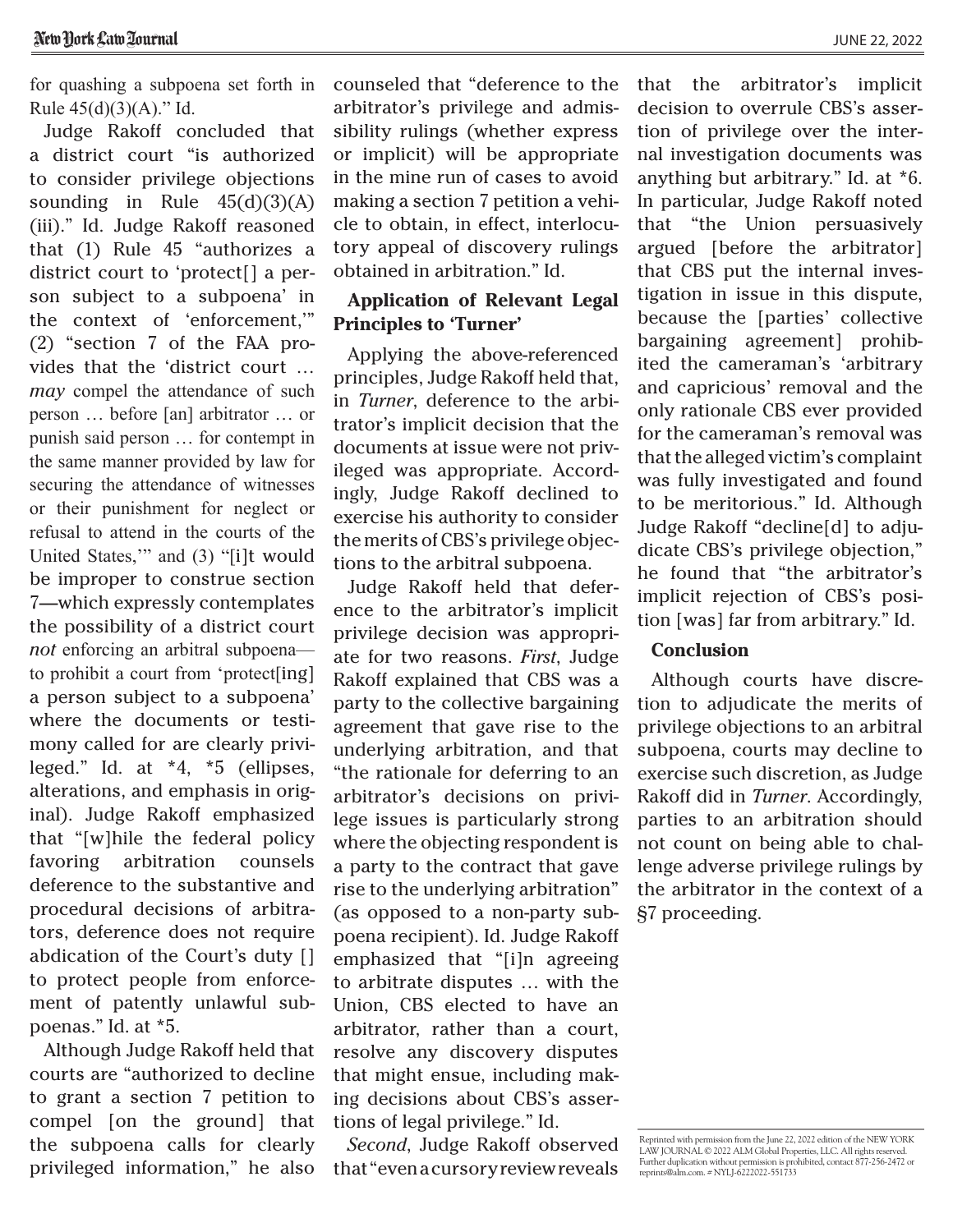for quashing a subpoena set forth in Rule 45(d)(3)(A)." Id.

Judge Rakoff concluded that a district court "is authorized to consider privilege objections sounding in Rule 45(d)(3)(A)(iii)." Id. Judge Rakoff reasoned that (1) Rule 45 "authorizes a district court to 'protect[] a person subject to a subpoena' in the context of 'enforcement,'" (2) "section 7 of the FAA provides that the 'district court … *may* compel the attendance of such person … before [an] arbitrator … or punish said person … for contempt in the same manner provided by law for securing the attendance of witnesses or their punishment for neglect or refusal to attend in the courts of the United States,'" and (3) "[i]t would be improper to construe section 7—which expressly contemplates the possibility of a district court *not* enforcing an arbitral subpoena—to prohibit a court from 'protect[ing] a person subject to a subpoena' where the documents or testimony called for are clearly privileged." Id. at *4, *5 (ellipses, alterations, and emphasis in original). Judge Rakoff emphasized that "[w]hile the federal policy favoring arbitration counsels deference to the substantive and procedural decisions of arbitrators, deference does not require abdication of the Court's duty [] to protect people from enforcement of patently unlawful subpoenas." Id. at *5.

Although Judge Rakoff held that courts are "authorized to decline to grant a section 7 petition to compel [on the ground] that the subpoena calls for clearly privileged information," he also counseled that "deference to the arbitrator's privilege and admissibility rulings (whether express or implicit) will be appropriate in the mine run of cases to avoid making a section 7 petition a vehicle to obtain, in effect, interlocutory appeal of discovery rulings obtained in arbitration." Id.

## Application of Relevant Legal Principles to 'Turner'

Applying the above-referenced principles, Judge Rakoff held that, in *Turner*, deference to the arbitrator's implicit decision that the documents at issue were not privileged was appropriate. Accordingly, Judge Rakoff declined to exercise his authority to consider the merits of CBS's privilege objections to the arbitral subpoena.

Judge Rakoff held that deference to the arbitrator's implicit privilege decision was appropriate for two reasons. *First*, Judge Rakoff explained that CBS was a party to the collective bargaining agreement that gave rise to the underlying arbitration, and that "the rationale for deferring to an arbitrator's decisions on privilege issues is particularly strong where the objecting respondent is a party to the contract that gave rise to the underlying arbitration" (as opposed to a non-party subpoena recipient). Id. Judge Rakoff emphasized that "[i]n agreeing to arbitrate disputes … with the Union, CBS elected to have an arbitrator, rather than a court, resolve any discovery disputes that might ensue, including making decisions about CBS's assertions of legal privilege." Id.

*Second*, Judge Rakoff observed that "even a cursory review reveals that the arbitrator's implicit decision to overrule CBS's assertion of privilege over the internal investigation documents was anything but arbitrary." Id. at *6. In particular, Judge Rakoff noted that "the Union persuasively argued [before the arbitrator] that CBS put the internal investigation in issue in this dispute, because the [parties' collective bargaining agreement] prohibited the cameraman's 'arbitrary and capricious' removal and the only rationale CBS ever provided for the cameraman's removal was that the alleged victim's complaint was fully investigated and found to be meritorious." Id. Although Judge Rakoff "decline[d] to adjudicate CBS's privilege objection," he found that "the arbitrator's implicit rejection of CBS's position [was] far from arbitrary." Id.

## Conclusion

Although courts have discretion to adjudicate the merits of privilege objections to an arbitral subpoena, courts may decline to exercise such discretion, as Judge Rakoff did in *Turner*. Accordingly, parties to an arbitration should not count on being able to challenge adverse privilege rulings by the arbitrator in the context of a §7 proceeding.

Reprinted with permission from the June 22, 2022 edition of the NEW YORK LAW JOURNAL © 2022 ALM Global Properties, LLC. All rights reserved. Further duplication without permission is prohibited, contact 877-256-2472 or reprints@alm.com. # NYLJ-6222022-551733